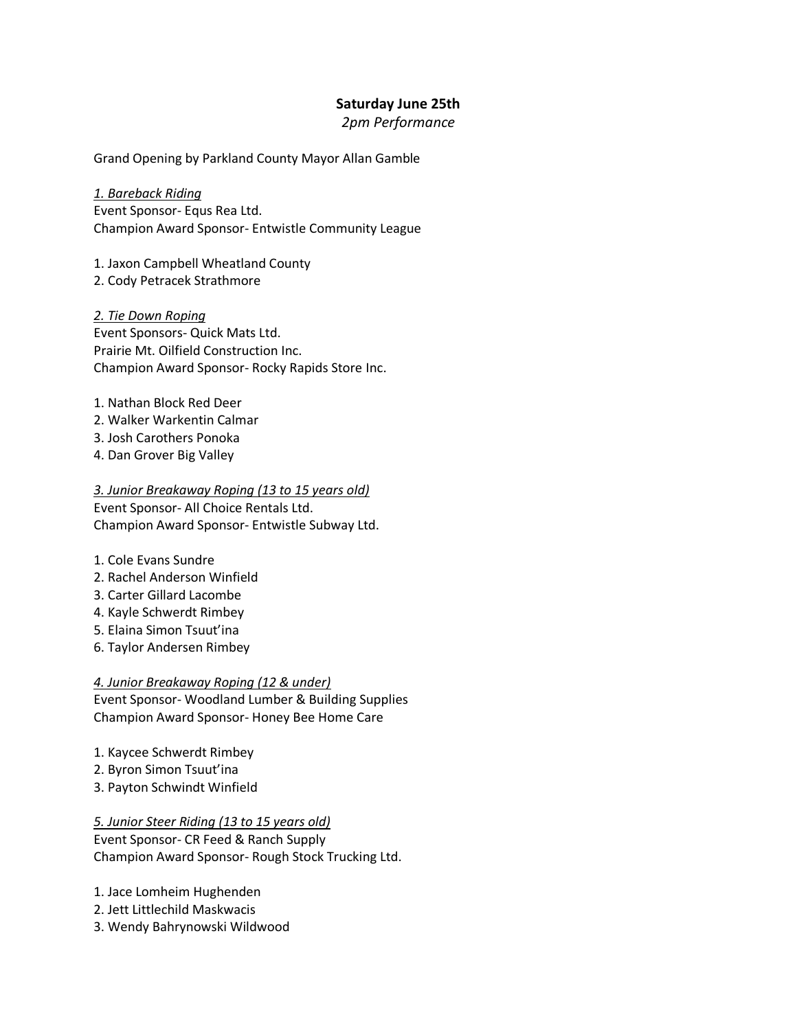**Saturday June 25th**

*2pm Performance*

Grand Opening by Parkland County Mayor Allan Gamble

*1. Bareback Riding*

Event Sponsor- Equs Rea Ltd.
Champion Award Sponsor- Entwistle Community League

1. Jaxon Campbell Wheatland County
2. Cody Petracek Strathmore

*2. Tie Down Roping*

Event Sponsors- Quick Mats Ltd.
Prairie Mt. Oilfield Construction Inc.
Champion Award Sponsor- Rocky Rapids Store Inc.

1. Nathan Block Red Deer
2. Walker Warkentin Calmar
3. Josh Carothers Ponoka
4. Dan Grover Big Valley

*3. Junior Breakaway Roping (13 to 15 years old)*

Event Sponsor- All Choice Rentals Ltd.
Champion Award Sponsor- Entwistle Subway Ltd.

1. Cole Evans Sundre
2. Rachel Anderson Winfield
3. Carter Gillard Lacombe
4. Kayle Schwerdt Rimbey
5. Elaina Simon Tsuut'ina
6. Taylor Andersen Rimbey

*4. Junior Breakaway Roping (12 & under)*

Event Sponsor- Woodland Lumber & Building Supplies
Champion Award Sponsor- Honey Bee Home Care

1. Kaycee Schwerdt Rimbey
2. Byron Simon Tsuut'ina
3. Payton Schwindt Winfield

*5. Junior Steer Riding (13 to 15 years old)*

Event Sponsor- CR Feed & Ranch Supply
Champion Award Sponsor- Rough Stock Trucking Ltd.

1. Jace Lomheim Hughenden
2. Jett Littlechild Maskwacis
3. Wendy Bahrynowski Wildwood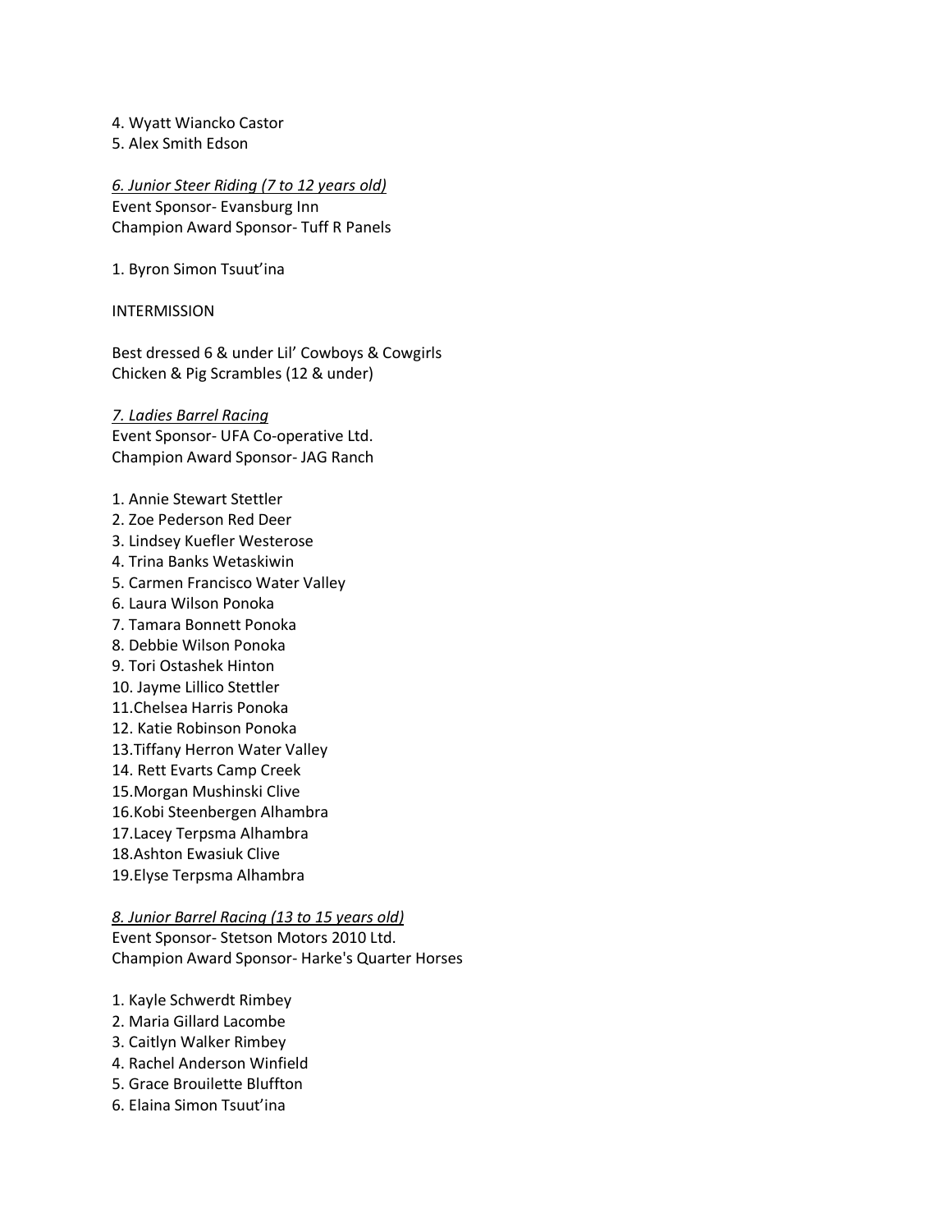4. Wyatt Wiancko Castor
5. Alex Smith Edson

*6. Junior Steer Riding (7 to 12 years old)*
Event Sponsor- Evansburg Inn
Champion Award Sponsor- Tuff R Panels

1. Byron Simon Tsuut'ina

INTERMISSION

Best dressed 6 & under Lil' Cowboys & Cowgirls
Chicken & Pig Scrambles (12 & under)

*7. Ladies Barrel Racing*
Event Sponsor- UFA Co-operative Ltd.
Champion Award Sponsor- JAG Ranch

1. Annie Stewart Stettler
2. Zoe Pederson Red Deer
3. Lindsey Kuefler Westerose
4. Trina Banks Wetaskiwin
5. Carmen Francisco Water Valley
6. Laura Wilson Ponoka
7. Tamara Bonnett Ponoka
8. Debbie Wilson Ponoka
9. Tori Ostashek Hinton
10. Jayme Lillico Stettler
11. Chelsea Harris Ponoka
12. Katie Robinson Ponoka
13. Tiffany Herron Water Valley
14. Rett Evarts Camp Creek
15. Morgan Mushinski Clive
16. Kobi Steenbergen Alhambra
17. Lacey Terpsma Alhambra
18. Ashton Ewasiuk Clive
19. Elyse Terpsma Alhambra

*8. Junior Barrel Racing (13 to 15 years old)*
Event Sponsor- Stetson Motors 2010 Ltd.
Champion Award Sponsor- Harke's Quarter Horses

1. Kayle Schwerdt Rimbey
2. Maria Gillard Lacombe
3. Caitlyn Walker Rimbey
4. Rachel Anderson Winfield
5. Grace Brouilette Bluffton
6. Elaina Simon Tsuut'ina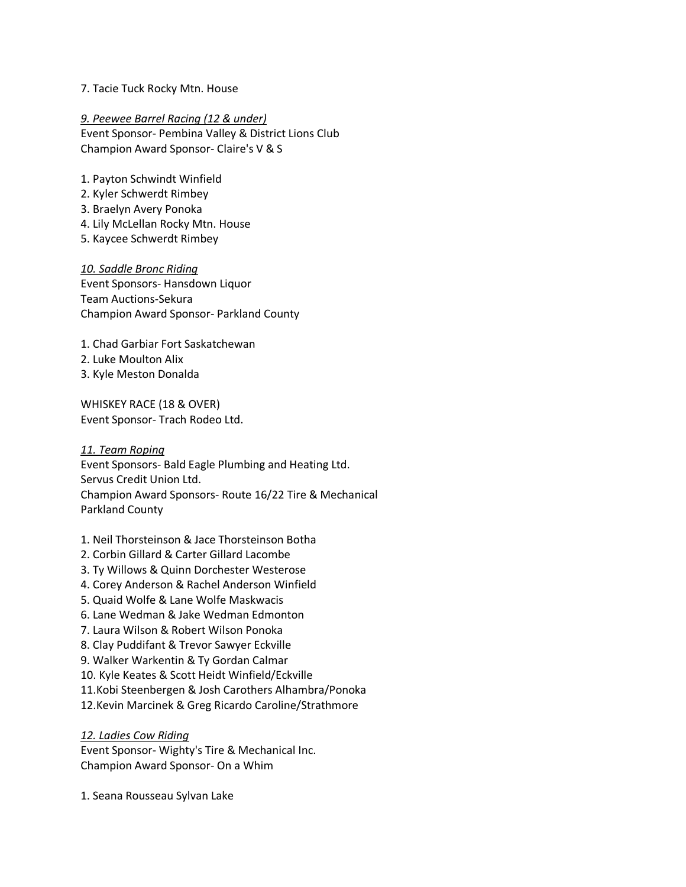7. Tacie Tuck Rocky Mtn. House

*9. Peewee Barrel Racing (12 & under)*

Event Sponsor- Pembina Valley & District Lions Club
Champion Award Sponsor- Claire's V & S

1. Payton Schwindt Winfield
2. Kyler Schwerdt Rimbey
3. Braelyn Avery Ponoka
4. Lily McLellan Rocky Mtn. House
5. Kaycee Schwerdt Rimbey

*10. Saddle Bronc Riding*

Event Sponsors- Hansdown Liquor
Team Auctions-Sekura
Champion Award Sponsor- Parkland County

1. Chad Garbiar Fort Saskatchewan
2. Luke Moulton Alix
3. Kyle Meston Donalda

WHISKEY RACE (18 & OVER)
Event Sponsor- Trach Rodeo Ltd.

*11. Team Roping*

Event Sponsors- Bald Eagle Plumbing and Heating Ltd.
Servus Credit Union Ltd.
Champion Award Sponsors- Route 16/22 Tire & Mechanical
Parkland County

1. Neil Thorsteinson & Jace Thorsteinson Botha
2. Corbin Gillard & Carter Gillard Lacombe
3. Ty Willows & Quinn Dorchester Westerose
4. Corey Anderson & Rachel Anderson Winfield
5. Quaid Wolfe & Lane Wolfe Maskwacis
6. Lane Wedman & Jake Wedman Edmonton
7. Laura Wilson & Robert Wilson Ponoka
8. Clay Puddifant & Trevor Sawyer Eckville
9. Walker Warkentin & Ty Gordan Calmar
10. Kyle Keates & Scott Heidt Winfield/Eckville
11. Kobi Steenbergen & Josh Carothers Alhambra/Ponoka
12. Kevin Marcinek & Greg Ricardo Caroline/Strathmore

*12. Ladies Cow Riding*

Event Sponsor- Wighty's Tire & Mechanical Inc.
Champion Award Sponsor- On a Whim

1. Seana Rousseau Sylvan Lake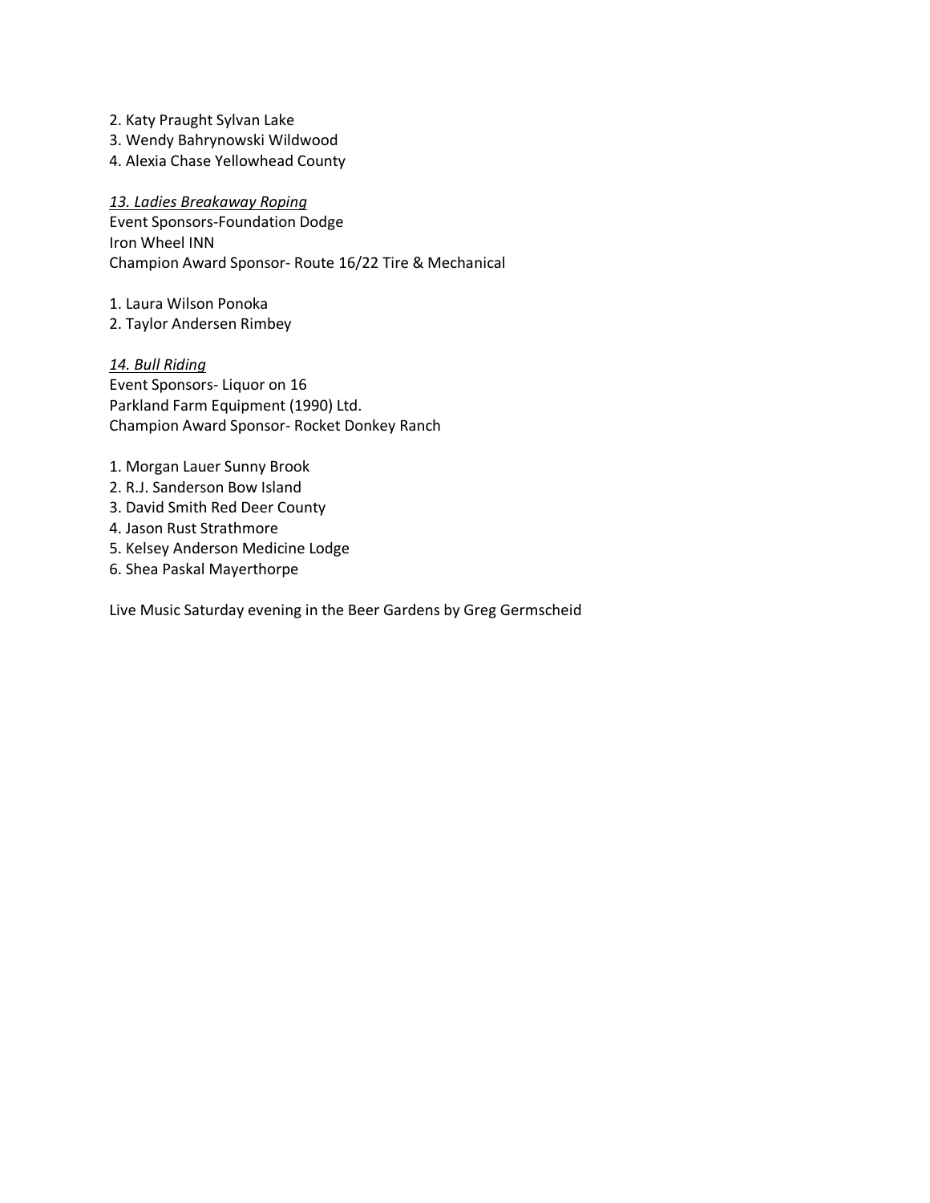2. Katy Praught Sylvan Lake
3. Wendy Bahrynowski Wildwood
4. Alexia Chase Yellowhead County

*13. Ladies Breakaway Roping*
Event Sponsors-Foundation Dodge
Iron Wheel INN
Champion Award Sponsor- Route 16/22 Tire & Mechanical

1. Laura Wilson Ponoka
2. Taylor Andersen Rimbey

*14. Bull Riding*
Event Sponsors- Liquor on 16
Parkland Farm Equipment (1990) Ltd.
Champion Award Sponsor- Rocket Donkey Ranch

1. Morgan Lauer Sunny Brook
2. R.J. Sanderson Bow Island
3. David Smith Red Deer County
4. Jason Rust Strathmore
5. Kelsey Anderson Medicine Lodge
6. Shea Paskal Mayerthorpe

Live Music Saturday evening in the Beer Gardens by Greg Germscheid